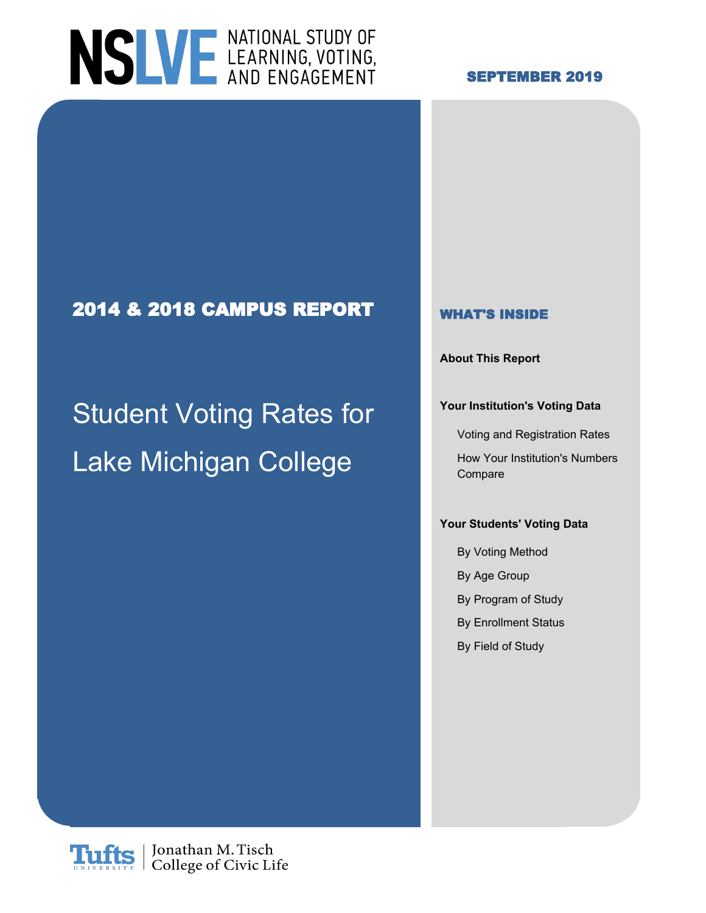# NSLVE NATIONAL STUDY OF LEARNING, VOTING, AND ENGAGEMENT

**SEPTEMBER 2019**

## 2014 & 2018 CAMPUS REPORT

# Student Voting Rates for Lake Michigan College

### WHAT'S INSIDE

**About This Report**

**Your Institution's Voting Data**

- Voting and Registration Rates
- How Your Institution's Numbers Compare

**Your Students' Voting Data**

- By Voting Method
- By Age Group
- By Program of Study
- By Enrollment Status
- By Field of Study

Tufts University | Jonathan M. Tisch College of Civic Life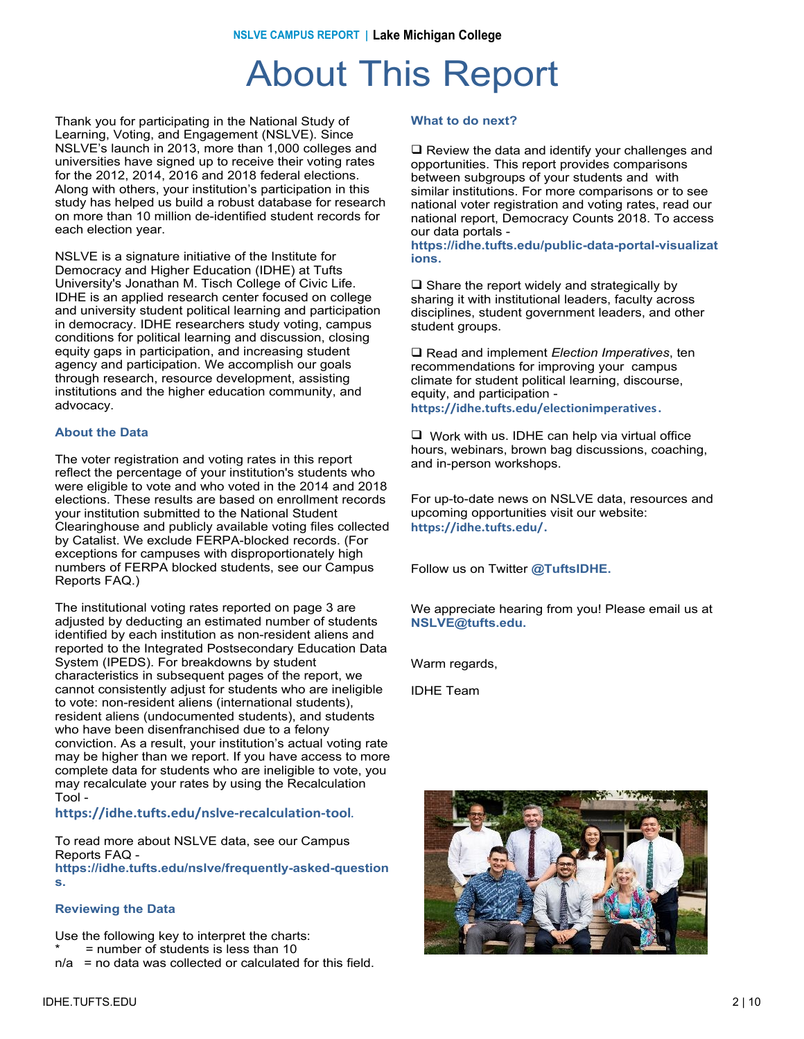# About This Report

Thank you for participating in the National Study of Learning, Voting, and Engagement (NSLVE). Since NSLVE's launch in 2013, more than 1,000 colleges and universities have signed up to receive their voting rates for the 2012, 2014, 2016 and 2018 federal elections. Along with others, your institution's participation in this study has helped us build a robust database for research on more than 10 million de-identified student records for each election year.

NSLVE is a signature initiative of the Institute for Democracy and Higher Education (IDHE) at Tufts University's Jonathan M. Tisch College of Civic Life. IDHE is an applied research center focused on college and university student political learning and participation in democracy. IDHE researchers study voting, campus conditions for political learning and discussion, closing equity gaps in participation, and increasing student agency and participation. We accomplish our goals through research, resource development, assisting institutions and the higher education community, and advocacy.

### About the Data

The voter registration and voting rates in this report reflect the percentage of your institution's students who were eligible to vote and who voted in the 2014 and 2018 elections. These results are based on enrollment records your institution submitted to the National Student Clearinghouse and publicly available voting files collected by Catalist. We exclude FERPA-blocked records. (For exceptions for campuses with disproportionately high numbers of FERPA blocked students, see our Campus Reports FAQ.)

The institutional voting rates reported on page 3 are adjusted by deducting an estimated number of students identified by each institution as non-resident aliens and reported to the Integrated Postsecondary Education Data System (IPEDS). For breakdowns by student characteristics in subsequent pages of the report, we cannot consistently adjust for students who are ineligible to vote: non-resident aliens (international students), resident aliens (undocumented students), and students who have been disenfranchised due to a felony conviction. As a result, your institution's actual voting rate may be higher than we report. If you have access to more complete data for students who are ineligible to vote, you may recalculate your rates by using the Recalculation Tool - **https://idhe.tufts.edu/nslve-recalculation-tool**.

To read more about NSLVE data, see our Campus Reports FAQ - **https://idhe.tufts.edu/nslve/frequently-asked-questions.**

### Reviewing the Data

Use the following key to interpret the charts:

\* = number of students is less than 10

n/a = no data was collected or calculated for this field.

### What to do next?

- ❑ Review the data and identify your challenges and opportunities. This report provides comparisons between subgroups of your students and with similar institutions. For more comparisons or to see national voter registration and voting rates, read our national report, Democracy Counts 2018. To access our data portals - **https://idhe.tufts.edu/public-data-portal-visualizations.**
- ❑ Share the report widely and strategically by sharing it with institutional leaders, faculty across disciplines, student government leaders, and other student groups.
- ❑ Read and implement *Election Imperatives*, ten recommendations for improving your campus climate for student political learning, discourse, equity, and participation - **https://idhe.tufts.edu/electionimperatives.**
- ❑ Work with us. IDHE can help via virtual office hours, webinars, brown bag discussions, coaching, and in-person workshops.

For up-to-date news on NSLVE data, resources and upcoming opportunities visit our website: **https://idhe.tufts.edu/.**

Follow us on Twitter **@TuftsIDHE.**

We appreciate hearing from you! Please email us at **NSLVE@tufts.edu.**

Warm regards,

IDHE Team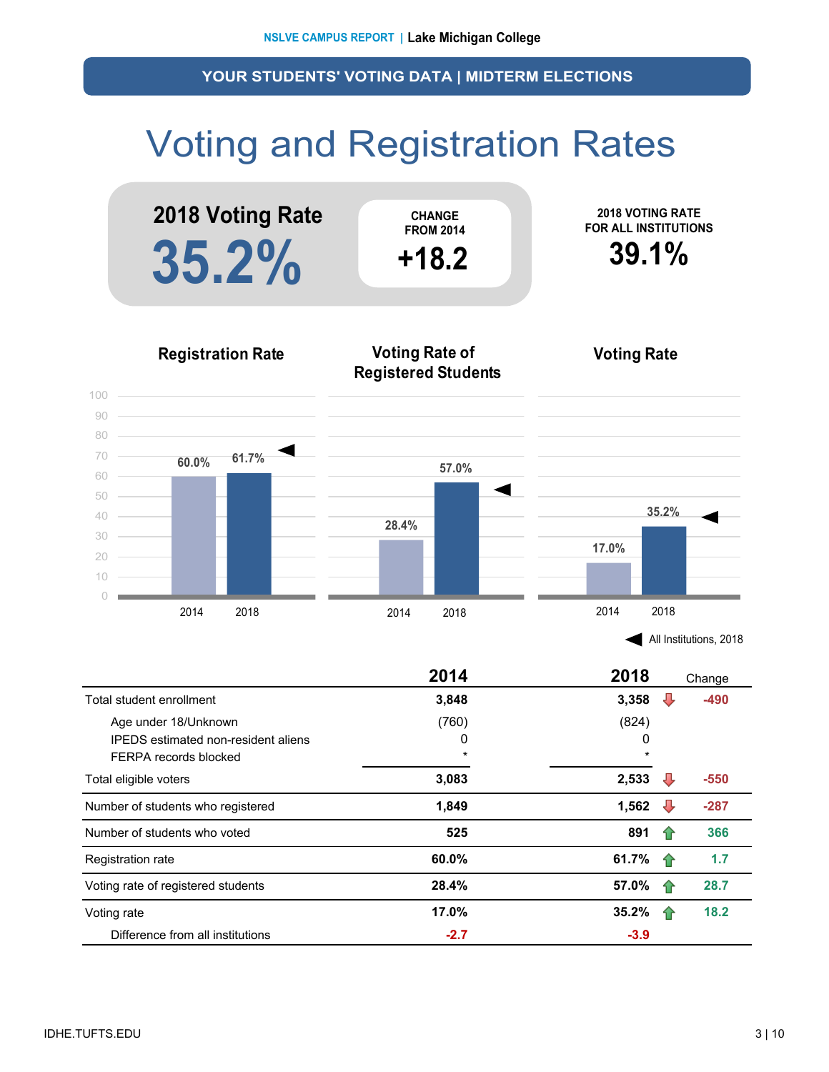## YOUR STUDENTS' VOTING DATA | MIDTERM ELECTIONS

# Voting and Registration Rates

**2018 Voting Rate**

**35.2%**

CHANGE FROM 2014

**+18.2**

2018 VOTING RATE FOR ALL INSTITUTIONS

**39.1%**

### Registration Rate

| | 2014 | 2018 |
|---|---|---|
| Registration Rate | 60.0% | 61.7% |

### Voting Rate of Registered Students

| | 2014 | 2018 |
|---|---|---|
| Voting Rate of Registered Students | 28.4% | 57.0% |

### Voting Rate

| | 2014 | 2018 |
|---|---|---|
| Voting Rate | 17.0% | 35.2% |

◄ All Institutions, 2018

| | 2014 | 2018 | Change |
|---|---|---|---|
| Total student enrollment | 3,848 | 3,358 | -490 |
| Age under 18/Unknown | (760) | (824) | |
| IPEDS estimated non-resident aliens | 0 | 0 | |
| FERPA records blocked | * | * | |
| Total eligible voters | 3,083 | 2,533 | -550 |
| Number of students who registered | 1,849 | 1,562 | -287 |
| Number of students who voted | 525 | 891 | 366 |
| Registration rate | 60.0% | 61.7% | 1.7 |
| Voting rate of registered students | 28.4% | 57.0% | 28.7 |
| Voting rate | 17.0% | 35.2% | 18.2 |
| Difference from all institutions | -2.7 | -3.9 | |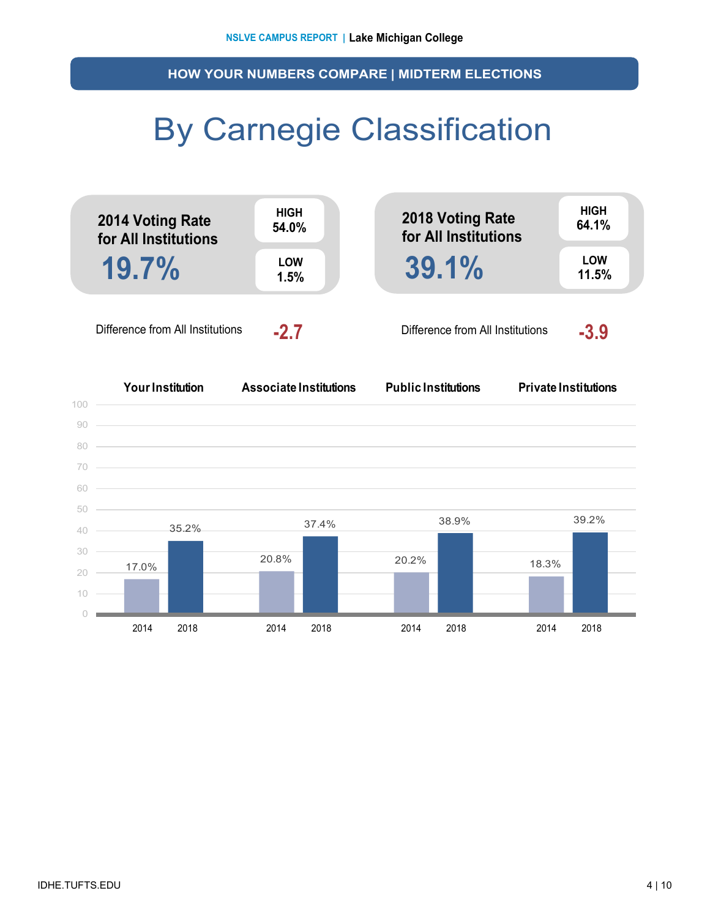## HOW YOUR NUMBERS COMPARE | MIDTERM ELECTIONS

# By Carnegie Classification

**2014 Voting Rate for All Institutions**

**19.7%**

| HIGH | LOW |
|---|---|
| 54.0% | 1.5% |

Difference from All Institutions **-2.7**

**2018 Voting Rate for All Institutions**

**39.1%**

| HIGH | LOW |
|---|---|
| 64.1% | 11.5% |

Difference from All Institutions **-3.9**

| | Your Institution | Associate Institutions | Public Institutions | Private Institutions |
|---|---|---|---|---|
| 2014 | 17.0% | 20.8% | 20.2% | 18.3% |
| 2018 | 35.2% | 37.4% | 38.9% | 39.2% |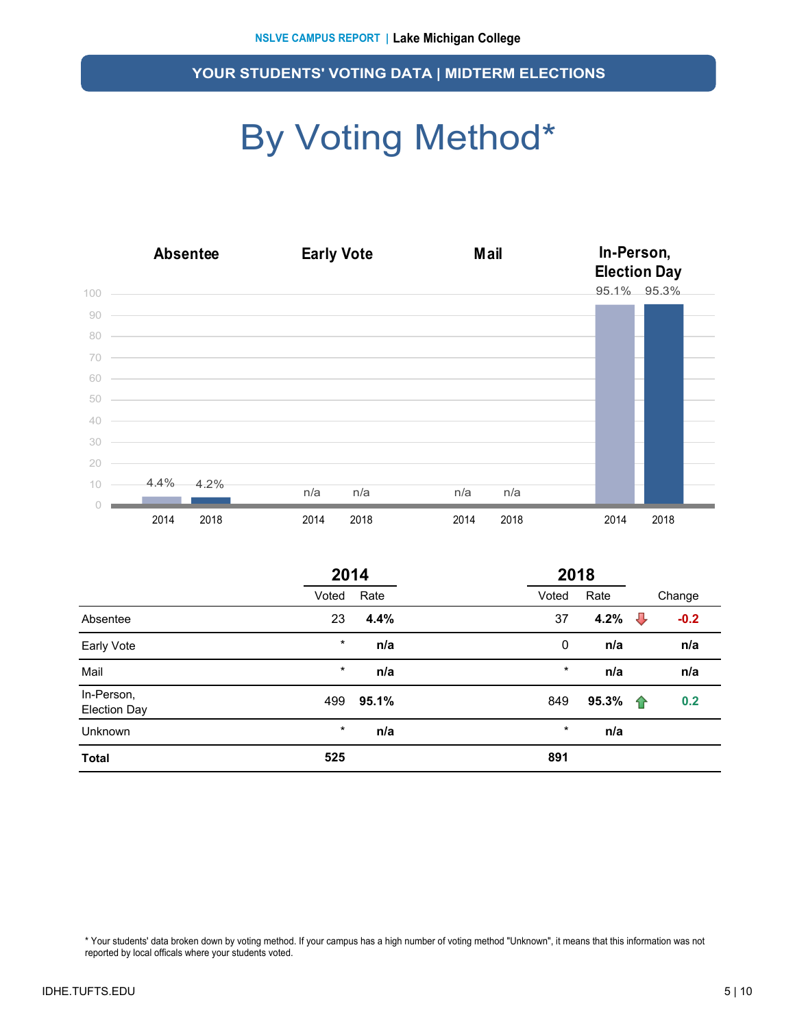## YOUR STUDENTS' VOTING DATA | MIDTERM ELECTIONS

# By Voting Method*

| | Absentee | | Early Vote | | Mail | | In-Person, Election Day | |
|---|---|---|---|---|---|---|---|---|
| | 2014 | 2018 | 2014 | 2018 | 2014 | 2018 | 2014 | 2018 |
| Rate | 4.4% | 4.2% | n/a | n/a | n/a | n/a | 95.1% | 95.3% |

| | 2014 | | 2018 | | | |
|---|---|---|---|---|---|---|
| | Voted | Rate | Voted | Rate | | Change |
| Absentee | 23 | **4.4%** | 37 | **4.2%** | ↓ | **-0.2** |
| Early Vote | * | **n/a** | 0 | **n/a** | | **n/a** |
| Mail | * | **n/a** | * | **n/a** | | **n/a** |
| In-Person, Election Day | 499 | **95.1%** | 849 | **95.3%** | ↑ | **0.2** |
| Unknown | * | **n/a** | * | **n/a** | | |
| **Total** | **525** | | **891** | | | |

* Your students' data broken down by voting method. If your campus has a high number of voting method "Unknown", it means that this information was not reported by local officals where your students voted.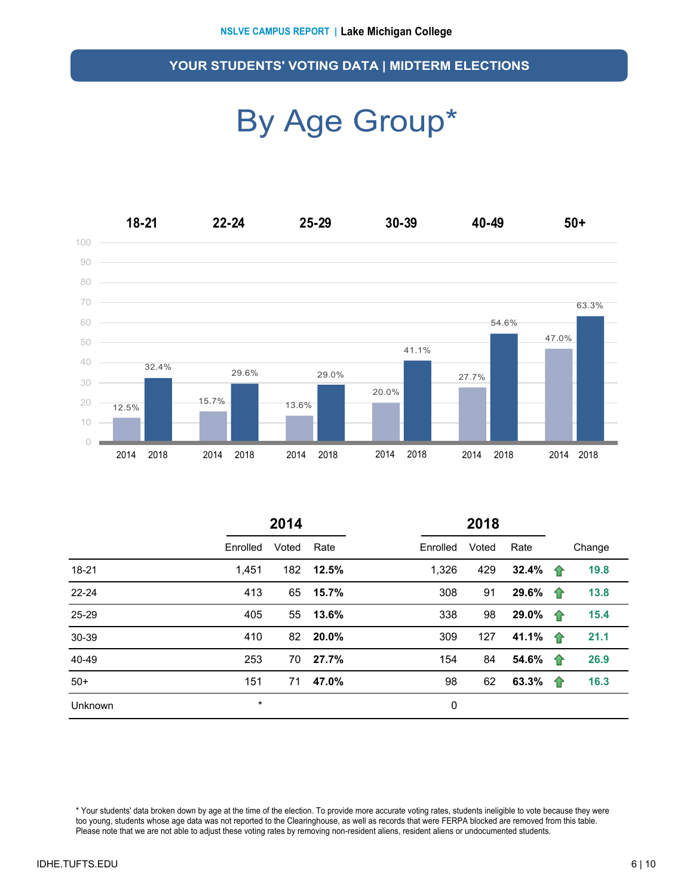## YOUR STUDENTS' VOTING DATA | MIDTERM ELECTIONS

# By Age Group*

| Age Group | 2014 | 2018 |
|---|---|---|
| 18-21 | 12.5% | 32.4% |
| 22-24 | 15.7% | 29.6% |
| 25-29 | 13.6% | 29.0% |
| 30-39 | 20.0% | 41.1% |
| 40-49 | 27.7% | 54.6% |
| 50+ | 47.0% | 63.3% |

| | 2014 | | | 2018 | | | |
|---|---|---|---|---|---|---|---|
| | Enrolled | Voted | Rate | Enrolled | Voted | Rate | Change |
| 18-21 | 1,451 | 182 | **12.5%** | 1,326 | 429 | **32.4%** | ↑ **19.8** |
| 22-24 | 413 | 65 | **15.7%** | 308 | 91 | **29.6%** | ↑ **13.8** |
| 25-29 | 405 | 55 | **13.6%** | 338 | 98 | **29.0%** | ↑ **15.4** |
| 30-39 | 410 | 82 | **20.0%** | 309 | 127 | **41.1%** | ↑ **21.1** |
| 40-49 | 253 | 70 | **27.7%** | 154 | 84 | **54.6%** | ↑ **26.9** |
| 50+ | 151 | 71 | **47.0%** | 98 | 62 | **63.3%** | ↑ **16.3** |
| Unknown | * | | | 0 | | | |

* Your students' data broken down by age at the time of the election. To provide more accurate voting rates, students ineligible to vote because they were too young, students whose age data was not reported to the Clearinghouse, as well as records that were FERPA blocked are removed from this table. Please note that we are not able to adjust these voting rates by removing non-resident aliens, resident aliens or undocumented students.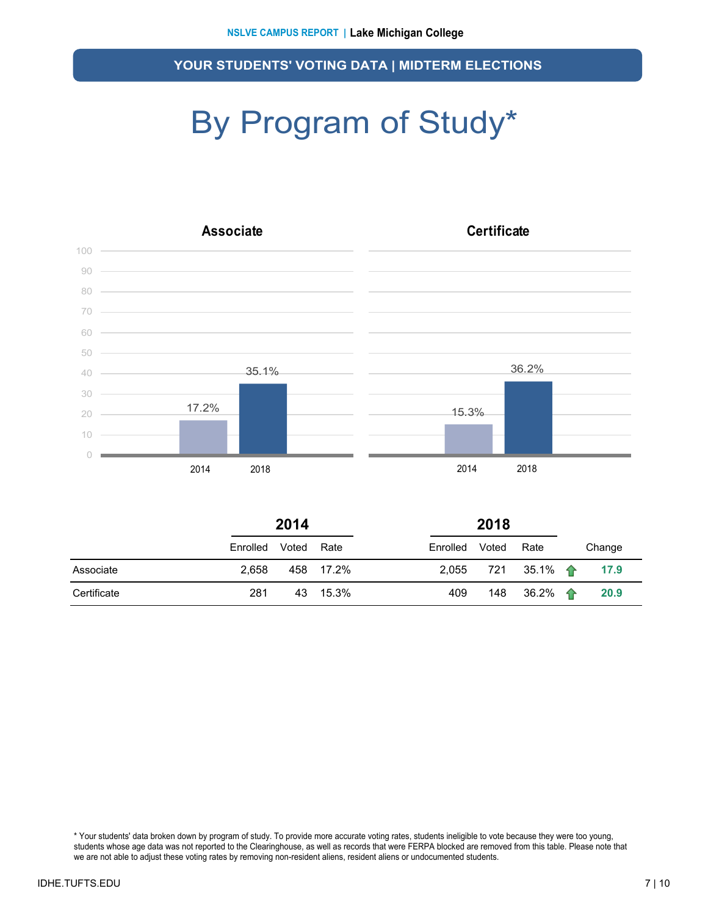## YOUR STUDENTS' VOTING DATA | MIDTERM ELECTIONS

# By Program of Study*

**Associate**

| Year | Rate |
|---|---|
| 2014 | 17.2% |
| 2018 | 35.1% |

**Certificate**

| Year | Rate |
|---|---|
| 2014 | 15.3% |
| 2018 | 36.2% |

| | 2014 | | | 2018 | | | |
|---|---|---|---|---|---|---|---|
| | Enrolled | Voted | Rate | Enrolled | Voted | Rate | Change |
| Associate | 2,658 | 458 | 17.2% | 2,055 | 721 | 35.1% | ↑ 17.9 |
| Certificate | 281 | 43 | 15.3% | 409 | 148 | 36.2% | ↑ 20.9 |

* Your students' data broken down by program of study. To provide more accurate voting rates, students ineligible to vote because they were too young, students whose age data was not reported to the Clearinghouse, as well as records that were FERPA blocked are removed from this table. Please note that we are not able to adjust these voting rates by removing non-resident aliens, resident aliens or undocumented students.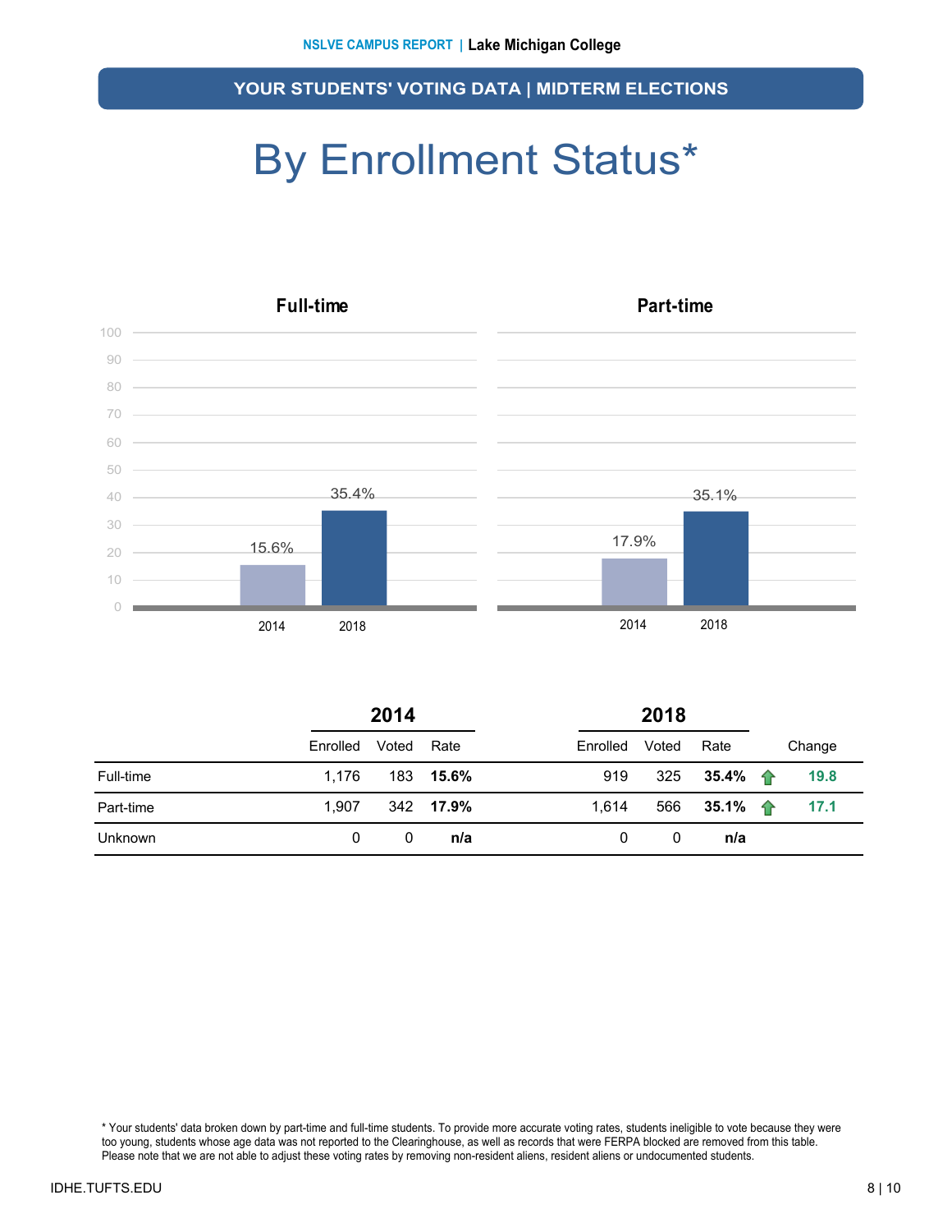## YOUR STUDENTS' VOTING DATA | MIDTERM ELECTIONS

# By Enrollment Status*

### Full-time

| | Rate |
|---|---|
| 2014 | 15.6% |
| 2018 | 35.4% |

### Part-time

| | Rate |
|---|---|
| 2014 | 17.9% |
| 2018 | 35.1% |

| | 2014 | | | 2018 | | | |
|---|---|---|---|---|---|---|---|
| | Enrolled | Voted | Rate | Enrolled | Voted | Rate | Change |
| Full-time | 1,176 | 183 | **15.6%** | 919 | 325 | **35.4%** | ↑ **19.8** |
| Part-time | 1,907 | 342 | **17.9%** | 1,614 | 566 | **35.1%** | ↑ **17.1** |
| Unknown | 0 | 0 | **n/a** | 0 | 0 | **n/a** | |

* Your students' data broken down by part-time and full-time students. To provide more accurate voting rates, students ineligible to vote because they were too young, students whose age data was not reported to the Clearinghouse, as well as records that were FERPA blocked are removed from this table. Please note that we are not able to adjust these voting rates by removing non-resident aliens, resident aliens or undocumented students.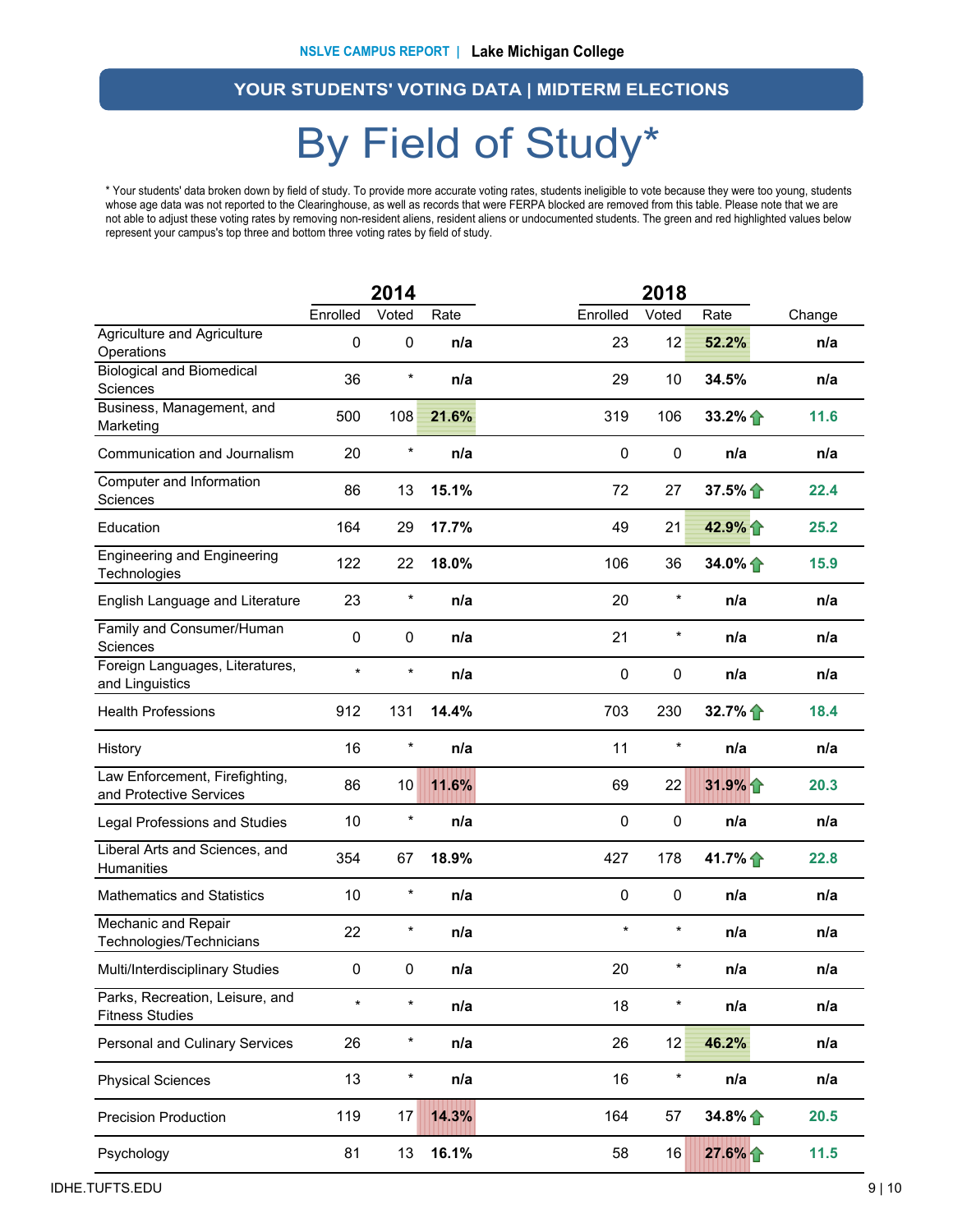## YOUR STUDENTS' VOTING DATA | MIDTERM ELECTIONS

# By Field of Study*

* Your students' data broken down by field of study. To provide more accurate voting rates, students ineligible to vote because they were too young, students whose age data was not reported to the Clearinghouse, as well as records that were FERPA blocked are removed from this table. Please note that we are not able to adjust these voting rates by removing non-resident aliens, resident aliens or undocumented students. The green and red highlighted values below represent your campus's top three and bottom three voting rates by field of study.

| | 2014 | | | 2018 | | | |
|---|---|---|---|---|---|---|---|
| | Enrolled | Voted | Rate | Enrolled | Voted | Rate | Change |
| Agriculture and Agriculture Operations | 0 | 0 | n/a | 23 | 12 | 52.2% | n/a |
| Biological and Biomedical Sciences | 36 | * | n/a | 29 | 10 | 34.5% | n/a |
| Business, Management, and Marketing | 500 | 108 | 21.6% | 319 | 106 | 33.2% ↑ | 11.6 |
| Communication and Journalism | 20 | * | n/a | 0 | 0 | n/a | n/a |
| Computer and Information Sciences | 86 | 13 | 15.1% | 72 | 27 | 37.5% ↑ | 22.4 |
| Education | 164 | 29 | 17.7% | 49 | 21 | 42.9% ↑ | 25.2 |
| Engineering and Engineering Technologies | 122 | 22 | 18.0% | 106 | 36 | 34.0% ↑ | 15.9 |
| English Language and Literature | 23 | * | n/a | 20 | * | n/a | n/a |
| Family and Consumer/Human Sciences | 0 | 0 | n/a | 21 | * | n/a | n/a |
| Foreign Languages, Literatures, and Linguistics | * | * | n/a | 0 | 0 | n/a | n/a |
| Health Professions | 912 | 131 | 14.4% | 703 | 230 | 32.7% ↑ | 18.4 |
| History | 16 | * | n/a | 11 | * | n/a | n/a |
| Law Enforcement, Firefighting, and Protective Services | 86 | 10 | 11.6% | 69 | 22 | 31.9% ↑ | 20.3 |
| Legal Professions and Studies | 10 | * | n/a | 0 | 0 | n/a | n/a |
| Liberal Arts and Sciences, and Humanities | 354 | 67 | 18.9% | 427 | 178 | 41.7% ↑ | 22.8 |
| Mathematics and Statistics | 10 | * | n/a | 0 | 0 | n/a | n/a |
| Mechanic and Repair Technologies/Technicians | 22 | * | n/a | * | * | n/a | n/a |
| Multi/Interdisciplinary Studies | 0 | 0 | n/a | 20 | * | n/a | n/a |
| Parks, Recreation, Leisure, and Fitness Studies | * | * | n/a | 18 | * | n/a | n/a |
| Personal and Culinary Services | 26 | * | n/a | 26 | 12 | 46.2% | n/a |
| Physical Sciences | 13 | * | n/a | 16 | * | n/a | n/a |
| Precision Production | 119 | 17 | 14.3% | 164 | 57 | 34.8% ↑ | 20.5 |
| Psychology | 81 | 13 | 16.1% | 58 | 16 | 27.6% ↑ | 11.5 |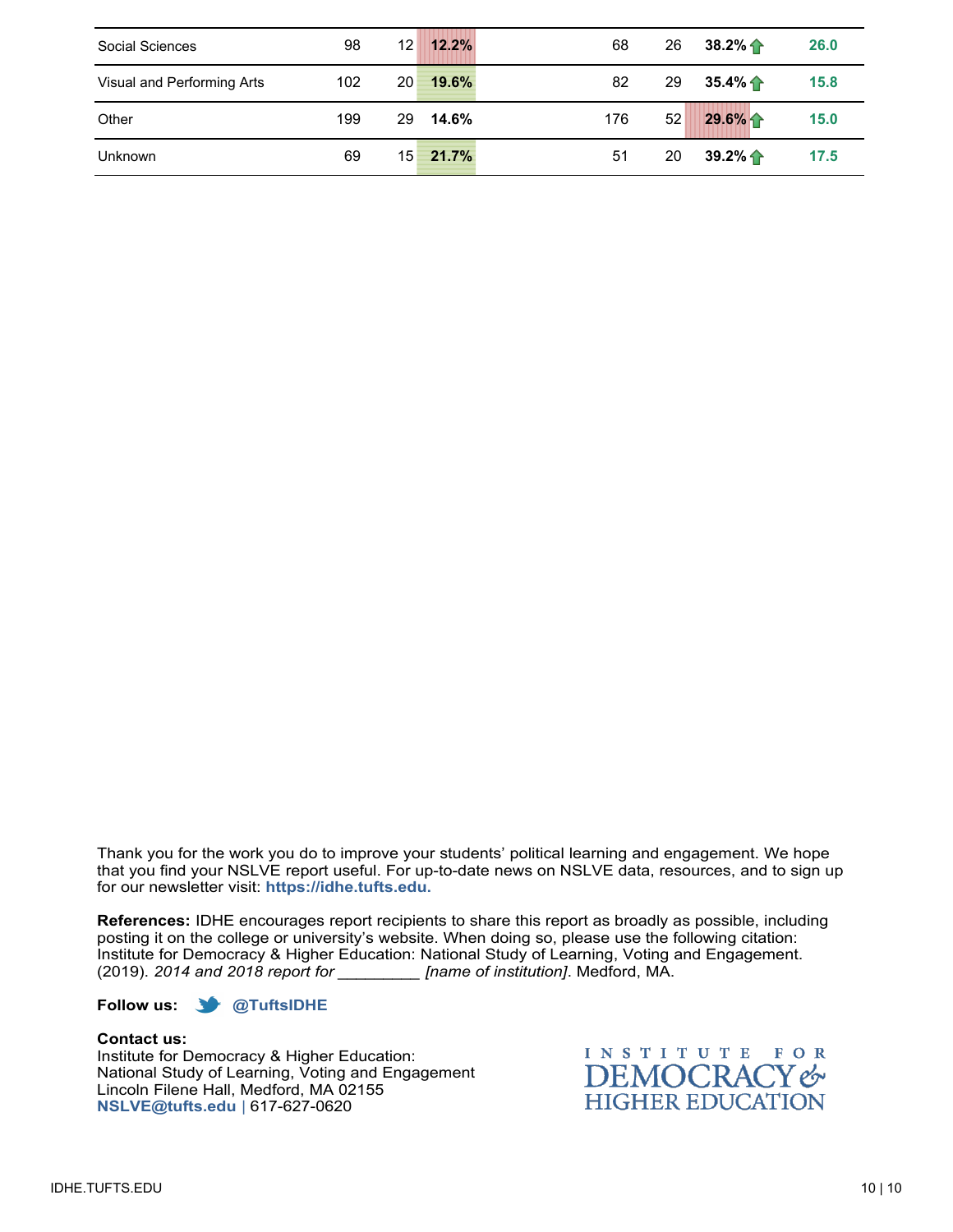| | | | | | | | |
|---|---|---|---|---|---|---|---|
| Social Sciences | 98 | 12 | **12.2%** | 68 | 26 | **38.2%** | 26.0 |
| Visual and Performing Arts | 102 | 20 | **19.6%** | 82 | 29 | **35.4%** | 15.8 |
| Other | 199 | 29 | **14.6%** | 176 | 52 | **29.6%** | 15.0 |
| Unknown | 69 | 15 | **21.7%** | 51 | 20 | **39.2%** | 17.5 |

Thank you for the work you do to improve your students' political learning and engagement. We hope that you find your NSLVE report useful. For up-to-date news on NSLVE data, resources, and to sign up for our newsletter visit: **https://idhe.tufts.edu.**

**References:** IDHE encourages report recipients to share this report as broadly as possible, including posting it on the college or university's website. When doing so, please use the following citation: Institute for Democracy & Higher Education: National Study of Learning, Voting and Engagement. (2019). *2014 and 2018 report for _________ [name of institution]*. Medford, MA.

**Follow us:** **@TuftsIDHE**

**Contact us:**
Institute for Democracy & Higher Education:
National Study of Learning, Voting and Engagement
Lincoln Filene Hall, Medford, MA 02155
**NSLVE@tufts.edu** | 617-627-0620

INSTITUTE FOR DEMOCRACY & HIGHER EDUCATION